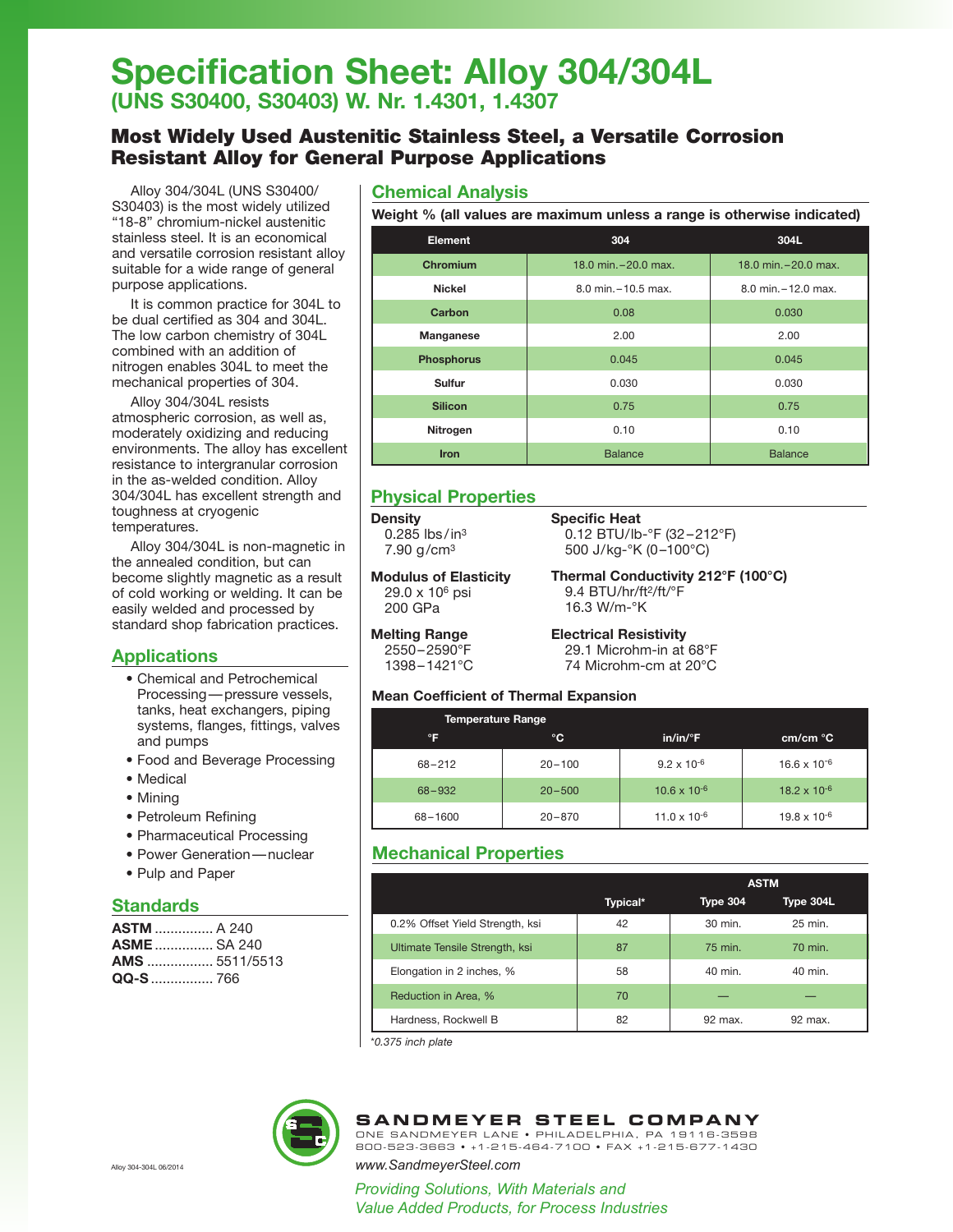# Specification Sheet: Alloy 304/304L

## (UNS S30400, S30403) W. Nr. 1.4301, 1.4307

### Most Widely Used Austenitic Stainless Steel, a Versatile Corrosion Resistant Alloy for General Purpose Applications

Alloy 304/304L (UNS S30400/ S30403) is the most widely utilized "18-8" chromium-nickel austenitic stainless steel. It is an economical and versatile corrosion resistant alloy suitable for a wide range of general purpose applications.

It is common practice for 304L to be dual certified as 304 and 304L. The low carbon chemistry of 304L combined with an addition of nitrogen enables 304L to meet the mechanical properties of 304.

Alloy 304/304L resists atmospheric corrosion, as well as, moderately oxidizing and reducing environments. The alloy has excellent resistance to intergranular corrosion in the as-welded condition. Alloy 304/304L has excellent strength and toughness at cryogenic temperatures.

Alloy 304/304L is non-magnetic in the annealed condition, but can become slightly magnetic as a result of cold working or welding. It can be easily welded and processed by standard shop fabrication practices.

## Applications

- Chemical and Petrochemical Processing—pressure vessels, tanks, heat exchangers, piping systems, flanges, fittings, valves and pumps
- Food and Beverage Processing
- Medical
- Mining
- Petroleum Refining
- Pharmaceutical Processing
- Power Generation—nuclear
- Pulp and Paper

## Standards

**ASTM** ............... A 240
**ASME** ............... SA 240
**AMS** ................. 5511/5513
**QQ-S** ................ 766

## Chemical Analysis

**Weight % (all values are maximum unless a range is otherwise indicated)**

| Element | 304 | 304L |
|---|---|---|
| Chromium | 18.0 min.–20.0 max. | 18.0 min.–20.0 max. |
| Nickel | 8.0 min.–10.5 max. | 8.0 min.–12.0 max. |
| Carbon | 0.08 | 0.030 |
| Manganese | 2.00 | 2.00 |
| Phosphorus | 0.045 | 0.045 |
| Sulfur | 0.030 | 0.030 |
| Silicon | 0.75 | 0.75 |
| Nitrogen | 0.10 | 0.10 |
| Iron | Balance | Balance |

## Physical Properties

**Density**
0.285 lbs/in$^3$
7.90 g/cm$^3$

**Modulus of Elasticity**
29.0 x $10^6$ psi
200 GPa

**Melting Range**
2550–2590°F
1398–1421°C

**Specific Heat**
0.12 BTU/lb-°F (32–212°F)
500 J/kg-°K (0–100°C)

**Thermal Conductivity 212°F (100°C)**
9.4 BTU/hr/ft$^2$/ft/°F
16.3 W/m-°K

**Electrical Resistivity**
29.1 Microhm-in at 68°F
74 Microhm-cm at 20°C

### Mean Coefficient of Thermal Expansion

| Temperature Range | | | |
|---|---|---|---|
| °F | °C | in/in/°F | cm/cm °C |
| 68–212 | 20–100 | 9.2 x $10^{-6}$ | 16.6 x $10^{-6}$ |
| 68–932 | 20–500 | 10.6 x $10^{-6}$ | 18.2 x $10^{-6}$ |
| 68–1600 | 20–870 | 11.0 x $10^{-6}$ | 19.8 x $10^{-6}$ |

## Mechanical Properties

| | | ASTM | |
|---|---|---|---|
| | Typical* | Type 304 | Type 304L |
| 0.2% Offset Yield Strength, ksi | 42 | 30 min. | 25 min. |
| Ultimate Tensile Strength, ksi | 87 | 75 min. | 70 min. |
| Elongation in 2 inches, % | 58 | 40 min. | 40 min. |
| Reduction in Area, % | 70 | — | — |
| Hardness, Rockwell B | 82 | 92 max. | 92 max. |

*\*0.375 inch plate*

**SANDMEYER STEEL COMPANY**
ONE SANDMEYER LANE • PHILADELPHIA, PA 19116-3598
800-523-3663 • +1-215-464-7100 • FAX +1-215-677-1430
www.SandmeyerSteel.com

*Providing Solutions, With Materials and Value Added Products, for Process Industries*

Alloy 304-304L 06/2014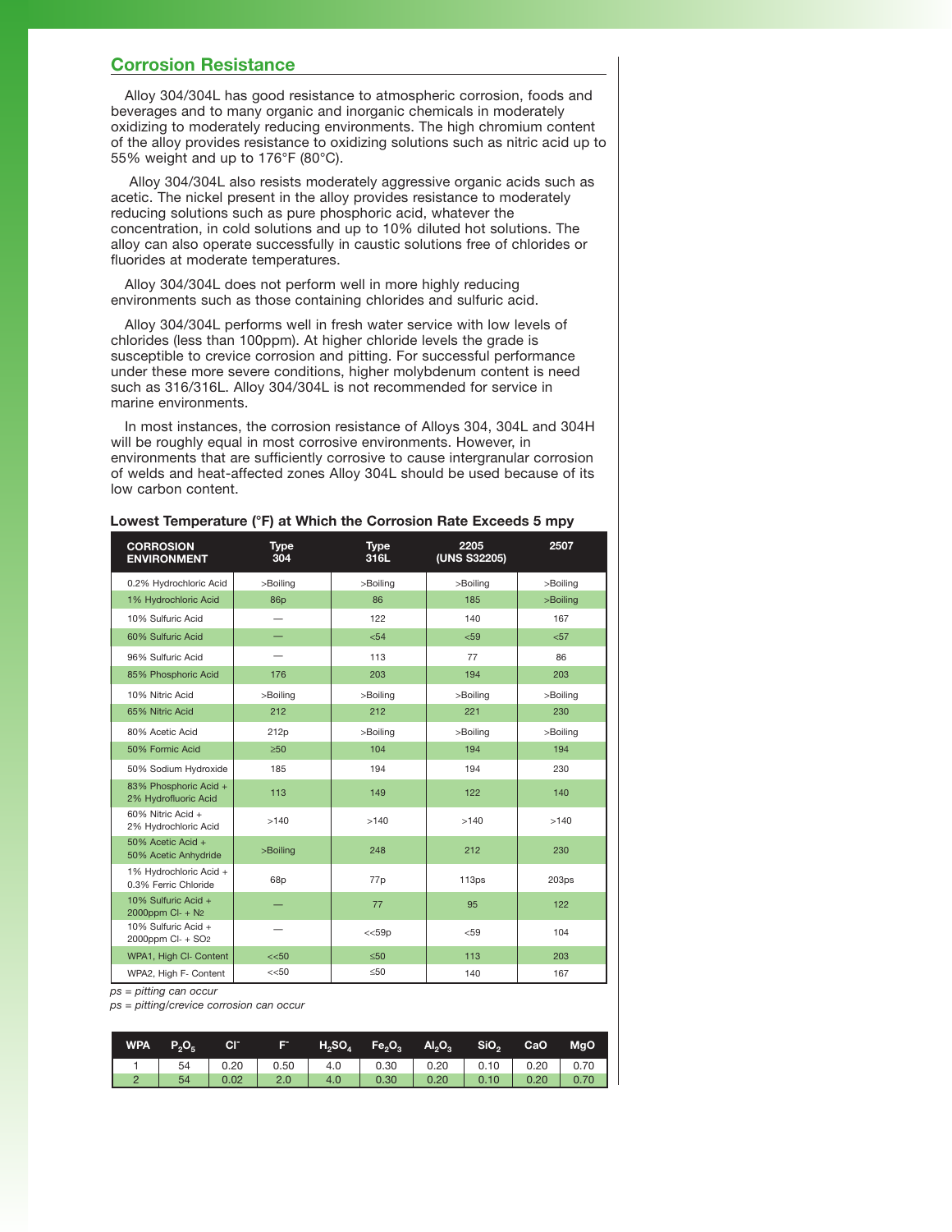## Corrosion Resistance

Alloy 304/304L has good resistance to atmospheric corrosion, foods and beverages and to many organic and inorganic chemicals in moderately oxidizing to moderately reducing environments. The high chromium content of the alloy provides resistance to oxidizing solutions such as nitric acid up to 55% weight and up to 176°F (80°C).

Alloy 304/304L also resists moderately aggressive organic acids such as acetic. The nickel present in the alloy provides resistance to moderately reducing solutions such as pure phosphoric acid, whatever the concentration, in cold solutions and up to 10% diluted hot solutions. The alloy can also operate successfully in caustic solutions free of chlorides or fluorides at moderate temperatures.

Alloy 304/304L does not perform well in more highly reducing environments such as those containing chlorides and sulfuric acid.

Alloy 304/304L performs well in fresh water service with low levels of chlorides (less than 100ppm). At higher chloride levels the grade is susceptible to crevice corrosion and pitting. For successful performance under these more severe conditions, higher molybdenum content is need such as 316/316L. Alloy 304/304L is not recommended for service in marine environments.

In most instances, the corrosion resistance of Alloys 304, 304L and 304H will be roughly equal in most corrosive environments. However, in environments that are sufficiently corrosive to cause intergranular corrosion of welds and heat-affected zones Alloy 304L should be used because of its low carbon content.

**Lowest Temperature (°F) at Which the Corrosion Rate Exceeds 5 mpy**

| CORROSION ENVIRONMENT | Type 304 | Type 316L | 2205 (UNS S32205) | 2507 |
|---|---|---|---|---|
| 0.2% Hydrochloric Acid | >Boiling | >Boiling | >Boiling | >Boiling |
| 1% Hydrochloric Acid | 86p | 86 | 185 | >Boiling |
| 10% Sulfuric Acid | — | 122 | 140 | 167 |
| 60% Sulfuric Acid | — | <54 | <59 | <57 |
| 96% Sulfuric Acid | — | 113 | 77 | 86 |
| 85% Phosphoric Acid | 176 | 203 | 194 | 203 |
| 10% Nitric Acid | >Boiling | >Boiling | >Boiling | >Boiling |
| 65% Nitric Acid | 212 | 212 | 221 | 230 |
| 80% Acetic Acid | 212p | >Boiling | >Boiling | >Boiling |
| 50% Formic Acid | ≥50 | 104 | 194 | 194 |
| 50% Sodium Hydroxide | 185 | 194 | 194 | 230 |
| 83% Phosphoric Acid + 2% Hydrofluoric Acid | 113 | 149 | 122 | 140 |
| 60% Nitric Acid + 2% Hydrochloric Acid | >140 | >140 | >140 | >140 |
| 50% Acetic Acid + 50% Acetic Anhydride | >Boiling | 248 | 212 | 230 |
| 1% Hydrochloric Acid + 0.3% Ferric Chloride | 68p | 77p | 113ps | 203ps |
| 10% Sulfuric Acid + 2000ppm Cl- + $N_2$ | — | 77 | 95 | 122 |
| 10% Sulfuric Acid + 2000ppm Cl- + $SO_2$ | — | <<59p | <59 | 104 |
| WPA1, High Cl- Content | <<50 | ≤50 | 113 | 203 |
| WPA2, High F- Content | <<50 | ≤50 | 140 | 167 |

*ps = pitting can occur*

*ps = pitting/crevice corrosion can occur*

| WPA | $P_2O_5$ | $Cl^-$ | $F^-$ | $H_2SO_4$ | $Fe_2O_3$ | $Al_2O_3$ | $SiO_2$ | CaO | MgO |
|---|---|---|---|---|---|---|---|---|---|
| 1 | 54 | 0.20 | 0.50 | 4.0 | 0.30 | 0.20 | 0.10 | 0.20 | 0.70 |
| 2 | 54 | 0.02 | 2.0 | 4.0 | 0.30 | 0.20 | 0.10 | 0.20 | 0.70 |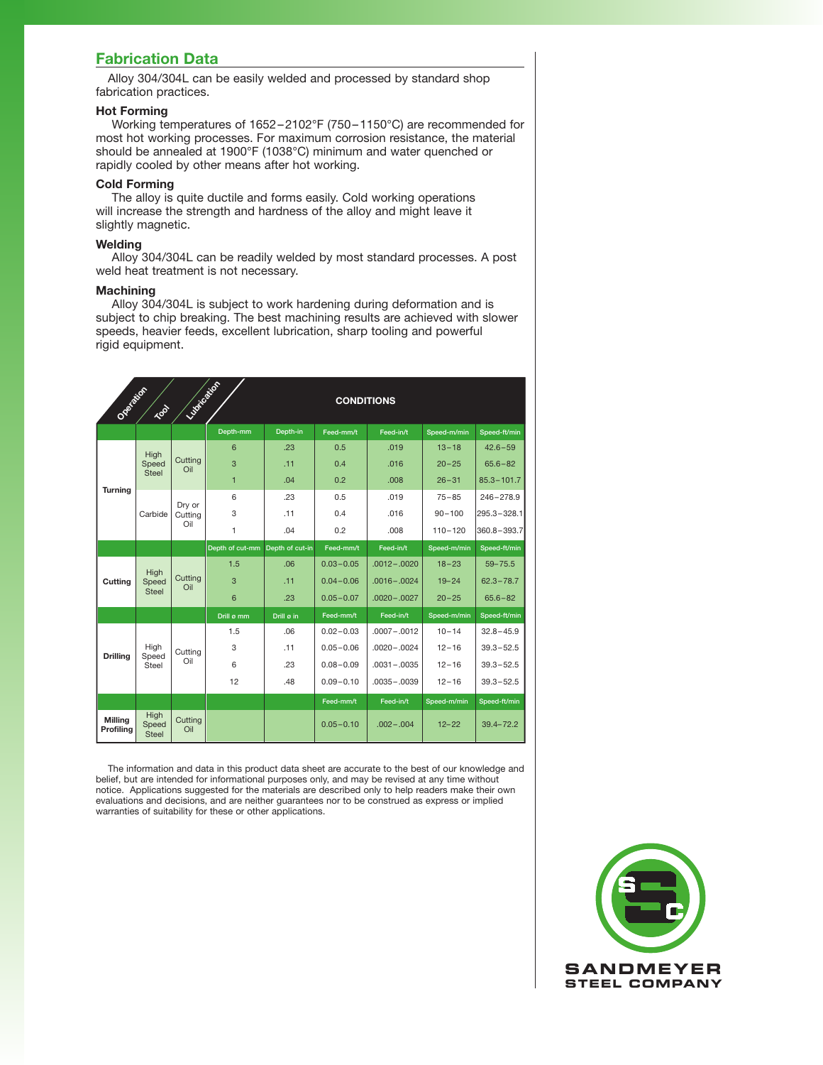## Fabrication Data

Alloy 304/304L can be easily welded and processed by standard shop fabrication practices.

### Hot Forming

Working temperatures of 1652 – 2102°F (750 – 1150°C) are recommended for most hot working processes. For maximum corrosion resistance, the material should be annealed at 1900°F (1038°C) minimum and water quenched or rapidly cooled by other means after hot working.

### Cold Forming

The alloy is quite ductile and forms easily. Cold working operations will increase the strength and hardness of the alloy and might leave it slightly magnetic.

### Welding

Alloy 304/304L can be readily welded by most standard processes. A post weld heat treatment is not necessary.

### Machining

Alloy 304/304L is subject to work hardening during deformation and is subject to chip breaking. The best machining results are achieved with slower speeds, heavier feeds, excellent lubrication, sharp tooling and powerful rigid equipment.

| Operation | Tool | Lubrication | CONDITIONS | | | | | |
|---|---|---|---|---|---|---|---|---|
| | | | Depth-mm | Depth-in | Feed-mm/t | Feed-in/t | Speed-m/min | Speed-ft/min |
| Turning | High Speed Steel | Cutting Oil | 6 | .23 | 0.5 | .019 | 13 – 18 | 42.6 – 59 |
| | | | 3 | .11 | 0.4 | .016 | 20 – 25 | 65.6 – 82 |
| | | | 1 | .04 | 0.2 | .008 | 26 – 31 | 85.3 – 101.7 |
| | Carbide | Dry or Cutting Oil | 6 | .23 | 0.5 | .019 | 75 – 85 | 246 – 278.9 |
| | | | 3 | .11 | 0.4 | .016 | 90 – 100 | 295.3 – 328.1 |
| | | | 1 | .04 | 0.2 | .008 | 110 – 120 | 360.8 – 393.7 |
| | | | Depth of cut-mm | Depth of cut-in | Feed-mm/t | Feed-in/t | Speed-m/min | Speed-ft/min |
| Cutting | High Speed Steel | Cutting Oil | 1.5 | .06 | 0.03 – 0.05 | .0012 – .0020 | 18 – 23 | 59 – 75.5 |
| | | | 3 | .11 | 0.04 – 0.06 | .0016 – .0024 | 19 – 24 | 62.3 – 78.7 |
| | | | 6 | .23 | 0.05 – 0.07 | .0020 – .0027 | 20 – 25 | 65.6 – 82 |
| | | | Drill ø mm | Drill ø in | Feed-mm/t | Feed-in/t | Speed-m/min | Speed-ft/min |
| Drilling | High Speed Steel | Cutting Oil | 1.5 | .06 | 0.02 – 0.03 | .0007 – .0012 | 10 – 14 | 32.8 – 45.9 |
| | | | 3 | .11 | 0.05 – 0.06 | .0020 – .0024 | 12 – 16 | 39.3 – 52.5 |
| | | | 6 | .23 | 0.08 – 0.09 | .0031 – .0035 | 12 – 16 | 39.3 – 52.5 |
| | | | 12 | .48 | 0.09 – 0.10 | .0035 – .0039 | 12 – 16 | 39.3 – 52.5 |
| | | | | | Feed-mm/t | Feed-in/t | Speed-m/min | Speed-ft/min |
| Milling Profiling | High Speed Steel | Cutting Oil | | | 0.05 – 0.10 | .002 – .004 | 12 – 22 | 39.4 – 72.2 |

The information and data in this product data sheet are accurate to the best of our knowledge and belief, but are intended for informational purposes only, and may be revised at any time without notice. Applications suggested for the materials are described only to help readers make their own evaluations and decisions, and are neither guarantees nor to be construed as express or implied warranties of suitability for these or other applications.

SANDMEYER STEEL COMPANY